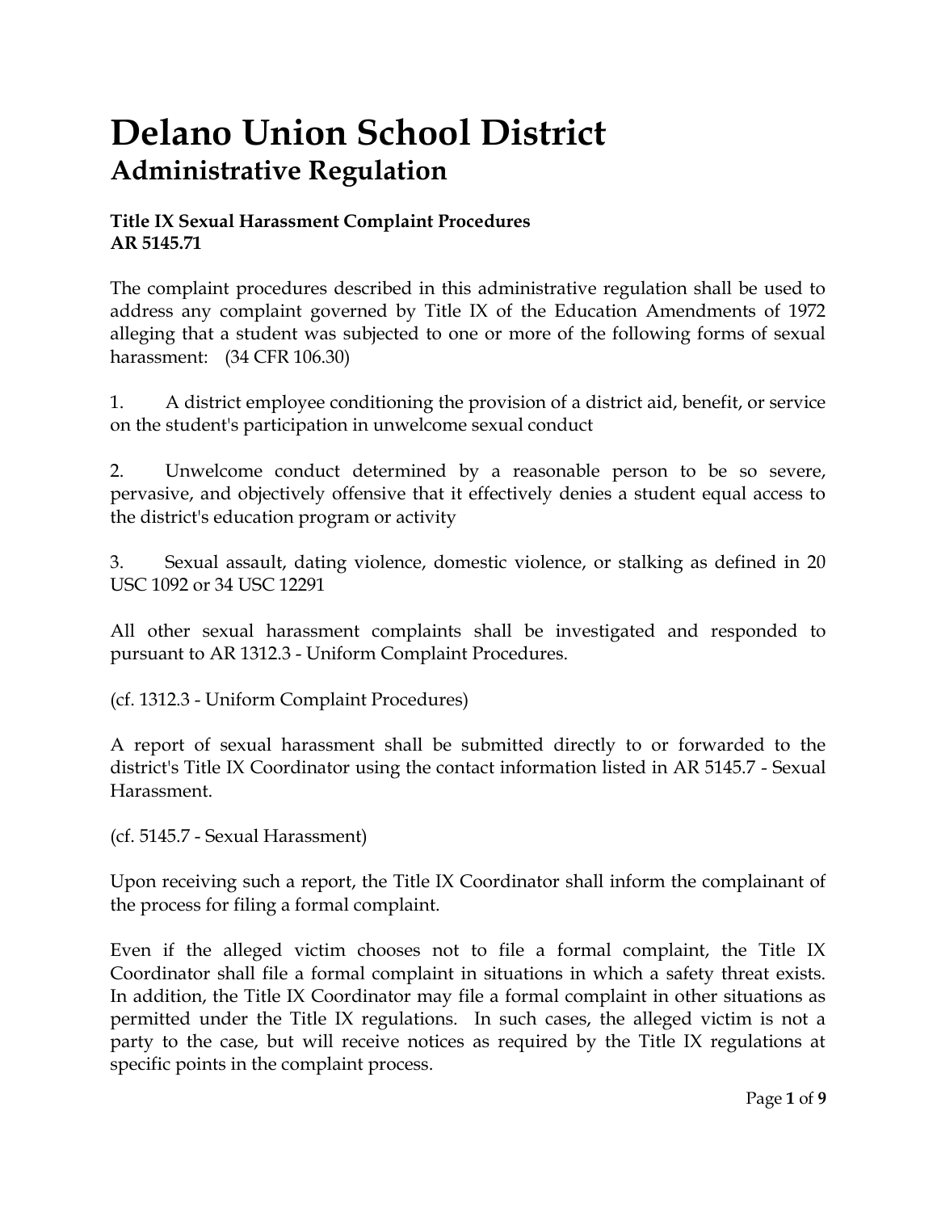# Delano Union School District
## Administrative Regulation

**Title IX Sexual Harassment Complaint Procedures**
**AR 5145.71**

The complaint procedures described in this administrative regulation shall be used to address any complaint governed by Title IX of the Education Amendments of 1972 alleging that a student was subjected to one or more of the following forms of sexual harassment: (34 CFR 106.30)

1. A district employee conditioning the provision of a district aid, benefit, or service on the student's participation in unwelcome sexual conduct

2. Unwelcome conduct determined by a reasonable person to be so severe, pervasive, and objectively offensive that it effectively denies a student equal access to the district's education program or activity

3. Sexual assault, dating violence, domestic violence, or stalking as defined in 20 USC 1092 or 34 USC 12291

All other sexual harassment complaints shall be investigated and responded to pursuant to AR 1312.3 - Uniform Complaint Procedures.

(cf. 1312.3 - Uniform Complaint Procedures)

A report of sexual harassment shall be submitted directly to or forwarded to the district's Title IX Coordinator using the contact information listed in AR 5145.7 - Sexual Harassment.

(cf. 5145.7 - Sexual Harassment)

Upon receiving such a report, the Title IX Coordinator shall inform the complainant of the process for filing a formal complaint.

Even if the alleged victim chooses not to file a formal complaint, the Title IX Coordinator shall file a formal complaint in situations in which a safety threat exists. In addition, the Title IX Coordinator may file a formal complaint in other situations as permitted under the Title IX regulations. In such cases, the alleged victim is not a party to the case, but will receive notices as required by the Title IX regulations at specific points in the complaint process.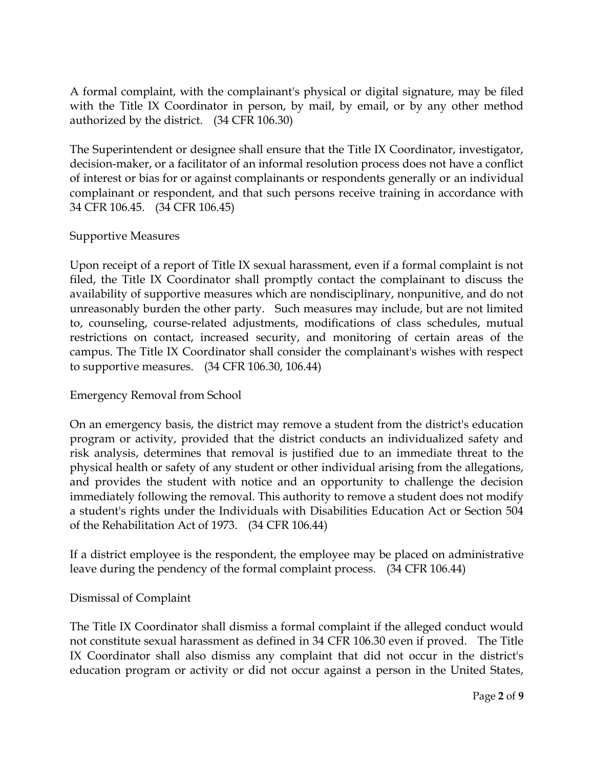A formal complaint, with the complainant's physical or digital signature, may be filed with the Title IX Coordinator in person, by mail, by email, or by any other method authorized by the district. (34 CFR 106.30)

The Superintendent or designee shall ensure that the Title IX Coordinator, investigator, decision-maker, or a facilitator of an informal resolution process does not have a conflict of interest or bias for or against complainants or respondents generally or an individual complainant or respondent, and that such persons receive training in accordance with 34 CFR 106.45. (34 CFR 106.45)

## Supportive Measures

Upon receipt of a report of Title IX sexual harassment, even if a formal complaint is not filed, the Title IX Coordinator shall promptly contact the complainant to discuss the availability of supportive measures which are nondisciplinary, nonpunitive, and do not unreasonably burden the other party. Such measures may include, but are not limited to, counseling, course-related adjustments, modifications of class schedules, mutual restrictions on contact, increased security, and monitoring of certain areas of the campus. The Title IX Coordinator shall consider the complainant's wishes with respect to supportive measures. (34 CFR 106.30, 106.44)

## Emergency Removal from School

On an emergency basis, the district may remove a student from the district's education program or activity, provided that the district conducts an individualized safety and risk analysis, determines that removal is justified due to an immediate threat to the physical health or safety of any student or other individual arising from the allegations, and provides the student with notice and an opportunity to challenge the decision immediately following the removal. This authority to remove a student does not modify a student's rights under the Individuals with Disabilities Education Act or Section 504 of the Rehabilitation Act of 1973. (34 CFR 106.44)

If a district employee is the respondent, the employee may be placed on administrative leave during the pendency of the formal complaint process. (34 CFR 106.44)

## Dismissal of Complaint

The Title IX Coordinator shall dismiss a formal complaint if the alleged conduct would not constitute sexual harassment as defined in 34 CFR 106.30 even if proved. The Title IX Coordinator shall also dismiss any complaint that did not occur in the district's education program or activity or did not occur against a person in the United States,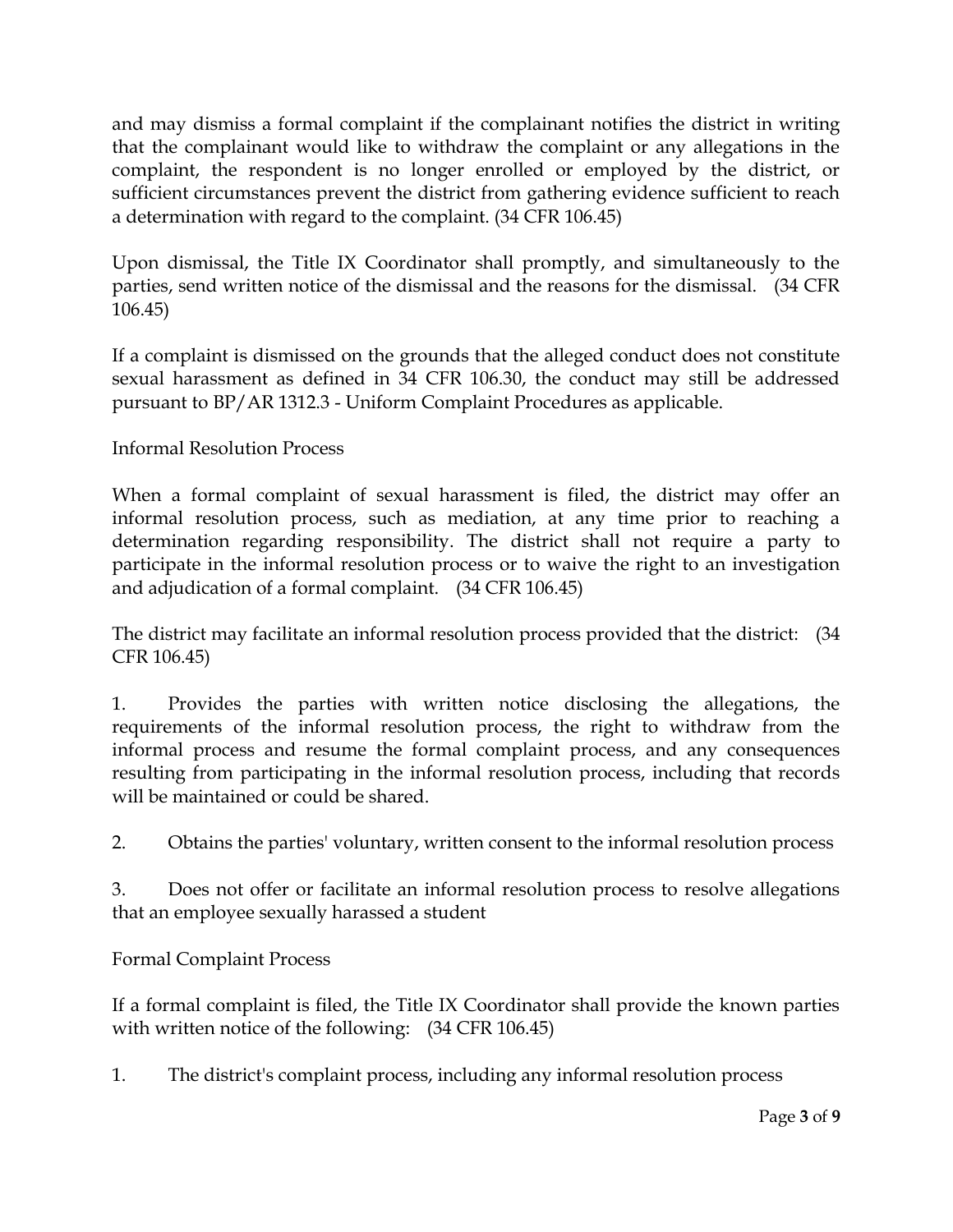and may dismiss a formal complaint if the complainant notifies the district in writing that the complainant would like to withdraw the complaint or any allegations in the complaint, the respondent is no longer enrolled or employed by the district, or sufficient circumstances prevent the district from gathering evidence sufficient to reach a determination with regard to the complaint. (34 CFR 106.45)

Upon dismissal, the Title IX Coordinator shall promptly, and simultaneously to the parties, send written notice of the dismissal and the reasons for the dismissal. (34 CFR 106.45)

If a complaint is dismissed on the grounds that the alleged conduct does not constitute sexual harassment as defined in 34 CFR 106.30, the conduct may still be addressed pursuant to BP/AR 1312.3 - Uniform Complaint Procedures as applicable.

Informal Resolution Process

When a formal complaint of sexual harassment is filed, the district may offer an informal resolution process, such as mediation, at any time prior to reaching a determination regarding responsibility. The district shall not require a party to participate in the informal resolution process or to waive the right to an investigation and adjudication of a formal complaint. (34 CFR 106.45)

The district may facilitate an informal resolution process provided that the district: (34 CFR 106.45)

1. Provides the parties with written notice disclosing the allegations, the requirements of the informal resolution process, the right to withdraw from the informal process and resume the formal complaint process, and any consequences resulting from participating in the informal resolution process, including that records will be maintained or could be shared.

2. Obtains the parties' voluntary, written consent to the informal resolution process

3. Does not offer or facilitate an informal resolution process to resolve allegations that an employee sexually harassed a student

Formal Complaint Process

If a formal complaint is filed, the Title IX Coordinator shall provide the known parties with written notice of the following: (34 CFR 106.45)

1. The district's complaint process, including any informal resolution process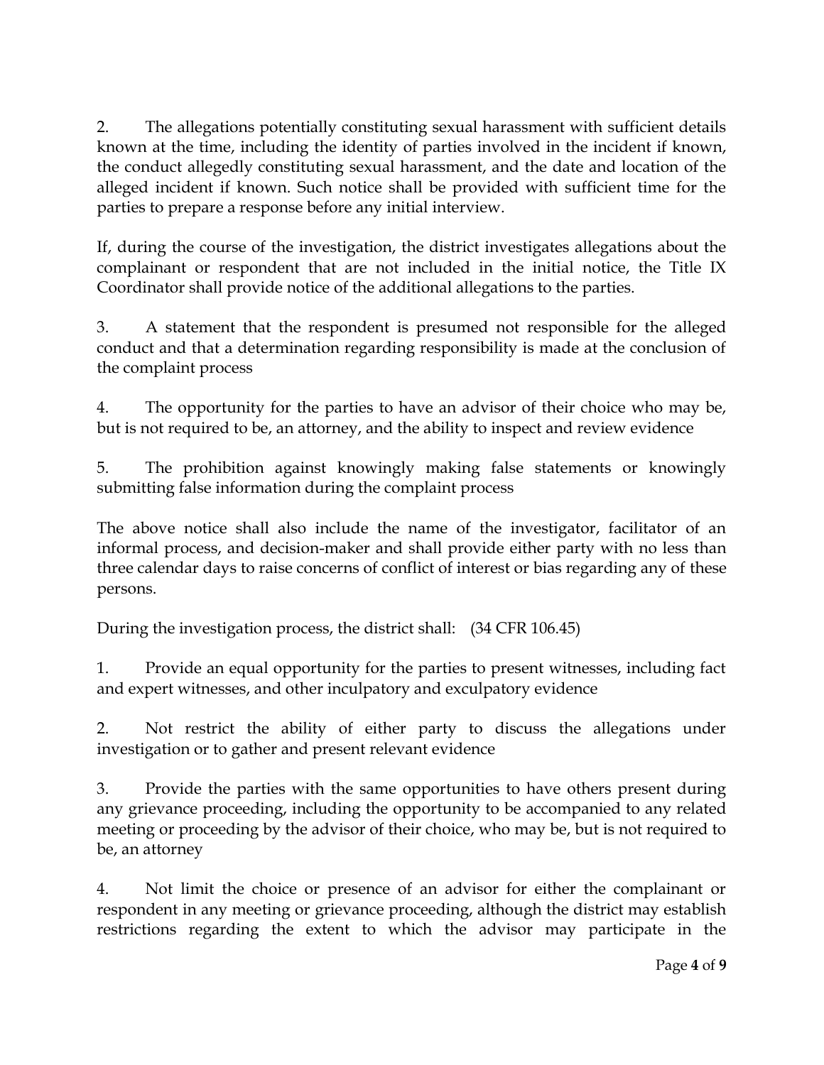2. The allegations potentially constituting sexual harassment with sufficient details known at the time, including the identity of parties involved in the incident if known, the conduct allegedly constituting sexual harassment, and the date and location of the alleged incident if known. Such notice shall be provided with sufficient time for the parties to prepare a response before any initial interview.

If, during the course of the investigation, the district investigates allegations about the complainant or respondent that are not included in the initial notice, the Title IX Coordinator shall provide notice of the additional allegations to the parties.

3. A statement that the respondent is presumed not responsible for the alleged conduct and that a determination regarding responsibility is made at the conclusion of the complaint process

4. The opportunity for the parties to have an advisor of their choice who may be, but is not required to be, an attorney, and the ability to inspect and review evidence

5. The prohibition against knowingly making false statements or knowingly submitting false information during the complaint process

The above notice shall also include the name of the investigator, facilitator of an informal process, and decision-maker and shall provide either party with no less than three calendar days to raise concerns of conflict of interest or bias regarding any of these persons.

During the investigation process, the district shall: (34 CFR 106.45)

1. Provide an equal opportunity for the parties to present witnesses, including fact and expert witnesses, and other inculpatory and exculpatory evidence

2. Not restrict the ability of either party to discuss the allegations under investigation or to gather and present relevant evidence

3. Provide the parties with the same opportunities to have others present during any grievance proceeding, including the opportunity to be accompanied to any related meeting or proceeding by the advisor of their choice, who may be, but is not required to be, an attorney

4. Not limit the choice or presence of an advisor for either the complainant or respondent in any meeting or grievance proceeding, although the district may establish restrictions regarding the extent to which the advisor may participate in the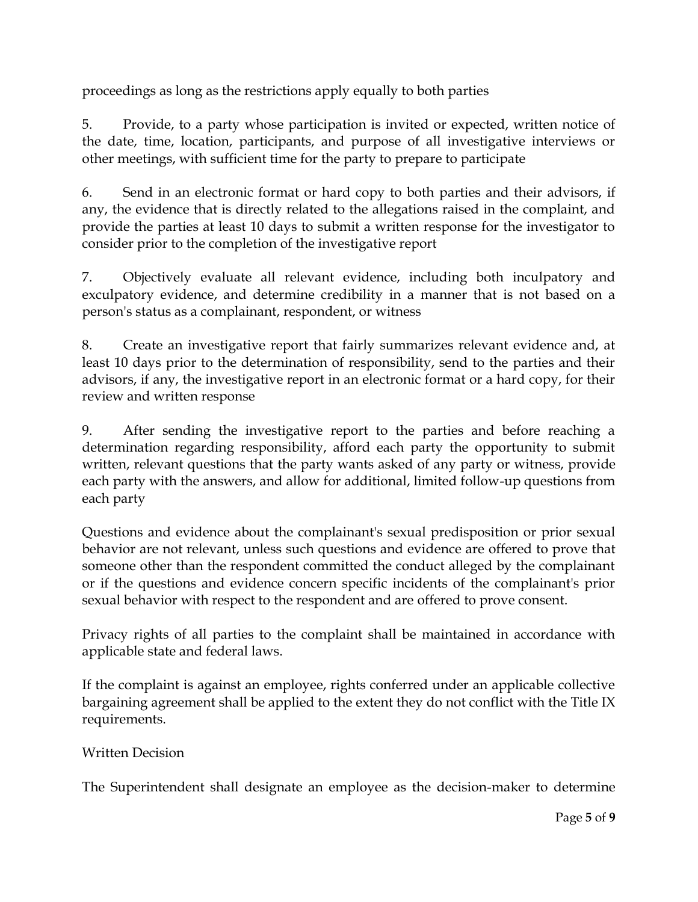proceedings as long as the restrictions apply equally to both parties

5. Provide, to a party whose participation is invited or expected, written notice of the date, time, location, participants, and purpose of all investigative interviews or other meetings, with sufficient time for the party to prepare to participate

6. Send in an electronic format or hard copy to both parties and their advisors, if any, the evidence that is directly related to the allegations raised in the complaint, and provide the parties at least 10 days to submit a written response for the investigator to consider prior to the completion of the investigative report

7. Objectively evaluate all relevant evidence, including both inculpatory and exculpatory evidence, and determine credibility in a manner that is not based on a person's status as a complainant, respondent, or witness

8. Create an investigative report that fairly summarizes relevant evidence and, at least 10 days prior to the determination of responsibility, send to the parties and their advisors, if any, the investigative report in an electronic format or a hard copy, for their review and written response

9. After sending the investigative report to the parties and before reaching a determination regarding responsibility, afford each party the opportunity to submit written, relevant questions that the party wants asked of any party or witness, provide each party with the answers, and allow for additional, limited follow-up questions from each party

Questions and evidence about the complainant's sexual predisposition or prior sexual behavior are not relevant, unless such questions and evidence are offered to prove that someone other than the respondent committed the conduct alleged by the complainant or if the questions and evidence concern specific incidents of the complainant's prior sexual behavior with respect to the respondent and are offered to prove consent.

Privacy rights of all parties to the complaint shall be maintained in accordance with applicable state and federal laws.

If the complaint is against an employee, rights conferred under an applicable collective bargaining agreement shall be applied to the extent they do not conflict with the Title IX requirements.

Written Decision

The Superintendent shall designate an employee as the decision-maker to determine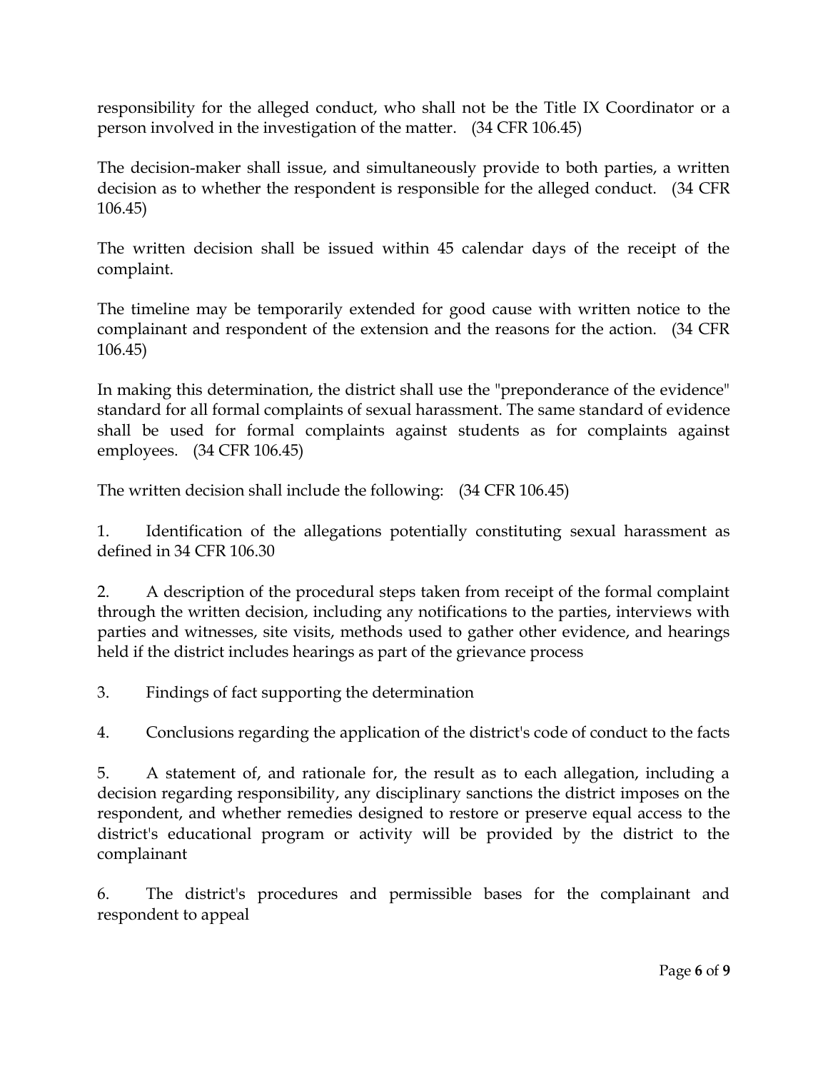responsibility for the alleged conduct, who shall not be the Title IX Coordinator or a person involved in the investigation of the matter. (34 CFR 106.45)

The decision-maker shall issue, and simultaneously provide to both parties, a written decision as to whether the respondent is responsible for the alleged conduct. (34 CFR 106.45)

The written decision shall be issued within 45 calendar days of the receipt of the complaint.

The timeline may be temporarily extended for good cause with written notice to the complainant and respondent of the extension and the reasons for the action. (34 CFR 106.45)

In making this determination, the district shall use the "preponderance of the evidence" standard for all formal complaints of sexual harassment. The same standard of evidence shall be used for formal complaints against students as for complaints against employees. (34 CFR 106.45)

The written decision shall include the following: (34 CFR 106.45)

1. Identification of the allegations potentially constituting sexual harassment as defined in 34 CFR 106.30

2. A description of the procedural steps taken from receipt of the formal complaint through the written decision, including any notifications to the parties, interviews with parties and witnesses, site visits, methods used to gather other evidence, and hearings held if the district includes hearings as part of the grievance process

3. Findings of fact supporting the determination

4. Conclusions regarding the application of the district's code of conduct to the facts

5. A statement of, and rationale for, the result as to each allegation, including a decision regarding responsibility, any disciplinary sanctions the district imposes on the respondent, and whether remedies designed to restore or preserve equal access to the district's educational program or activity will be provided by the district to the complainant

6. The district's procedures and permissible bases for the complainant and respondent to appeal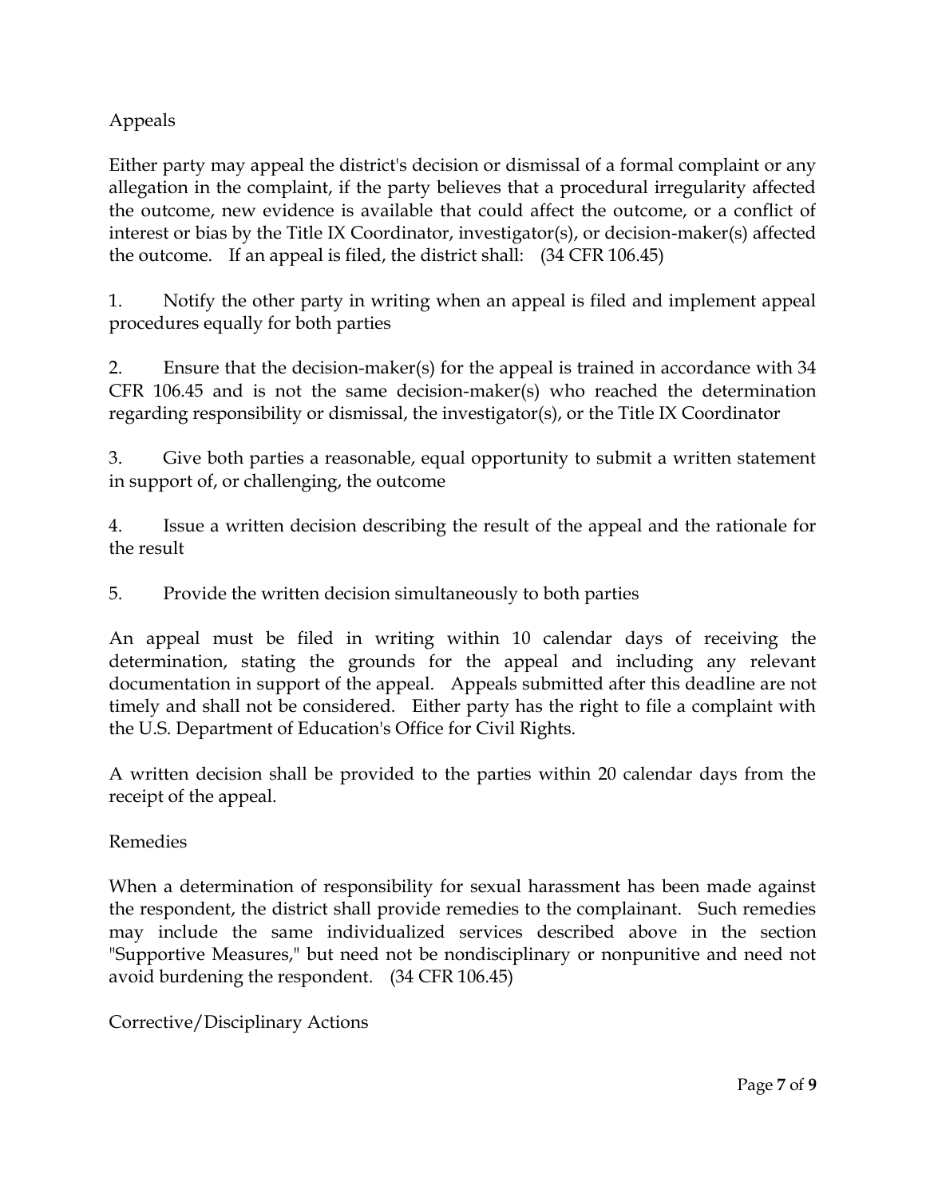## Appeals

Either party may appeal the district's decision or dismissal of a formal complaint or any allegation in the complaint, if the party believes that a procedural irregularity affected the outcome, new evidence is available that could affect the outcome, or a conflict of interest or bias by the Title IX Coordinator, investigator(s), or decision-maker(s) affected the outcome. If an appeal is filed, the district shall: (34 CFR 106.45)

1. Notify the other party in writing when an appeal is filed and implement appeal procedures equally for both parties

2. Ensure that the decision-maker(s) for the appeal is trained in accordance with 34 CFR 106.45 and is not the same decision-maker(s) who reached the determination regarding responsibility or dismissal, the investigator(s), or the Title IX Coordinator

3. Give both parties a reasonable, equal opportunity to submit a written statement in support of, or challenging, the outcome

4. Issue a written decision describing the result of the appeal and the rationale for the result

5. Provide the written decision simultaneously to both parties

An appeal must be filed in writing within 10 calendar days of receiving the determination, stating the grounds for the appeal and including any relevant documentation in support of the appeal. Appeals submitted after this deadline are not timely and shall not be considered. Either party has the right to file a complaint with the U.S. Department of Education's Office for Civil Rights.

A written decision shall be provided to the parties within 20 calendar days from the receipt of the appeal.

## Remedies

When a determination of responsibility for sexual harassment has been made against the respondent, the district shall provide remedies to the complainant. Such remedies may include the same individualized services described above in the section "Supportive Measures," but need not be nondisciplinary or nonpunitive and need not avoid burdening the respondent. (34 CFR 106.45)

## Corrective/Disciplinary Actions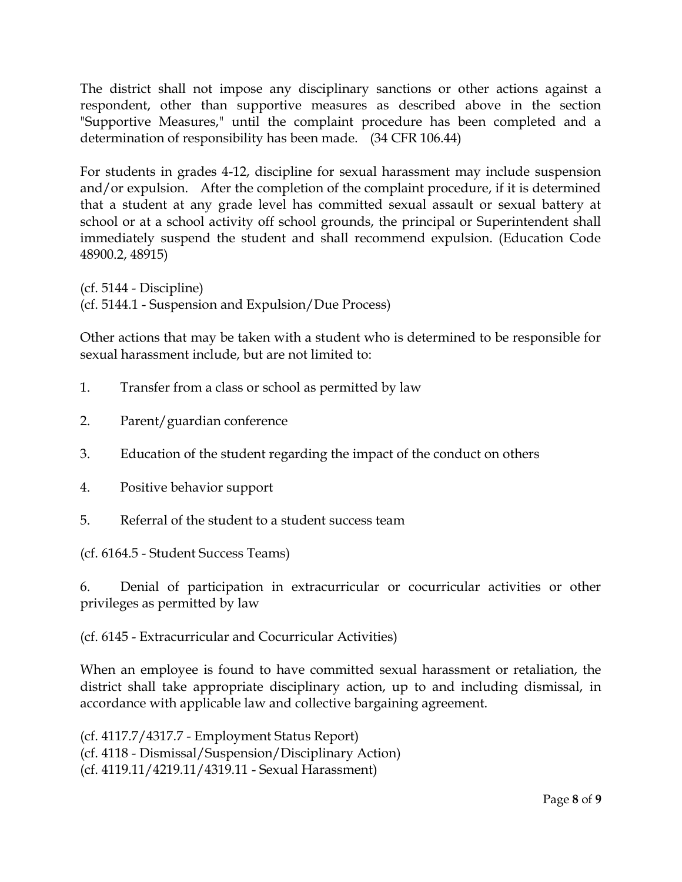The district shall not impose any disciplinary sanctions or other actions against a respondent, other than supportive measures as described above in the section "Supportive Measures," until the complaint procedure has been completed and a determination of responsibility has been made. (34 CFR 106.44)

For students in grades 4-12, discipline for sexual harassment may include suspension and/or expulsion. After the completion of the complaint procedure, if it is determined that a student at any grade level has committed sexual assault or sexual battery at school or at a school activity off school grounds, the principal or Superintendent shall immediately suspend the student and shall recommend expulsion. (Education Code 48900.2, 48915)

(cf. 5144 - Discipline)
(cf. 5144.1 - Suspension and Expulsion/Due Process)

Other actions that may be taken with a student who is determined to be responsible for sexual harassment include, but are not limited to:

1. Transfer from a class or school as permitted by law

2. Parent/guardian conference

3. Education of the student regarding the impact of the conduct on others

4. Positive behavior support

5. Referral of the student to a student success team

(cf. 6164.5 - Student Success Teams)

6. Denial of participation in extracurricular or cocurricular activities or other privileges as permitted by law

(cf. 6145 - Extracurricular and Cocurricular Activities)

When an employee is found to have committed sexual harassment or retaliation, the district shall take appropriate disciplinary action, up to and including dismissal, in accordance with applicable law and collective bargaining agreement.

(cf. 4117.7/4317.7 - Employment Status Report)
(cf. 4118 - Dismissal/Suspension/Disciplinary Action)
(cf. 4119.11/4219.11/4319.11 - Sexual Harassment)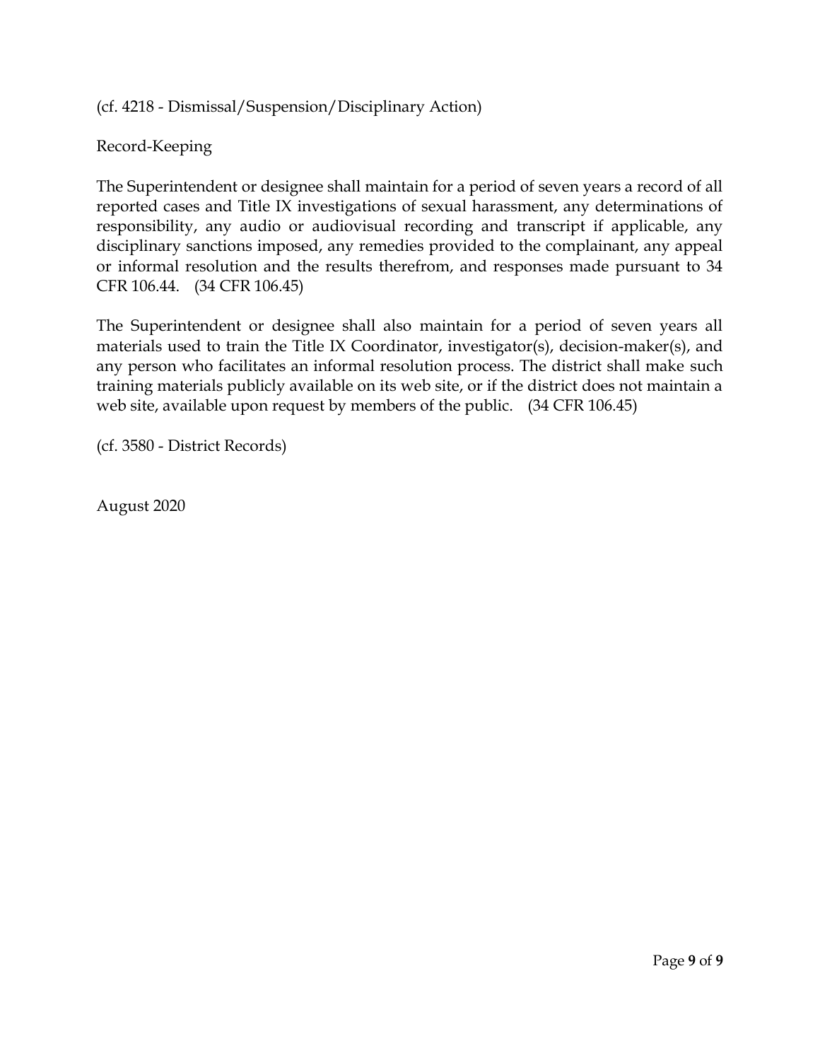(cf. 4218 - Dismissal/Suspension/Disciplinary Action)

## Record-Keeping

The Superintendent or designee shall maintain for a period of seven years a record of all reported cases and Title IX investigations of sexual harassment, any determinations of responsibility, any audio or audiovisual recording and transcript if applicable, any disciplinary sanctions imposed, any remedies provided to the complainant, any appeal or informal resolution and the results therefrom, and responses made pursuant to 34 CFR 106.44. (34 CFR 106.45)

The Superintendent or designee shall also maintain for a period of seven years all materials used to train the Title IX Coordinator, investigator(s), decision-maker(s), and any person who facilitates an informal resolution process. The district shall make such training materials publicly available on its web site, or if the district does not maintain a web site, available upon request by members of the public. (34 CFR 106.45)

(cf. 3580 - District Records)

August 2020